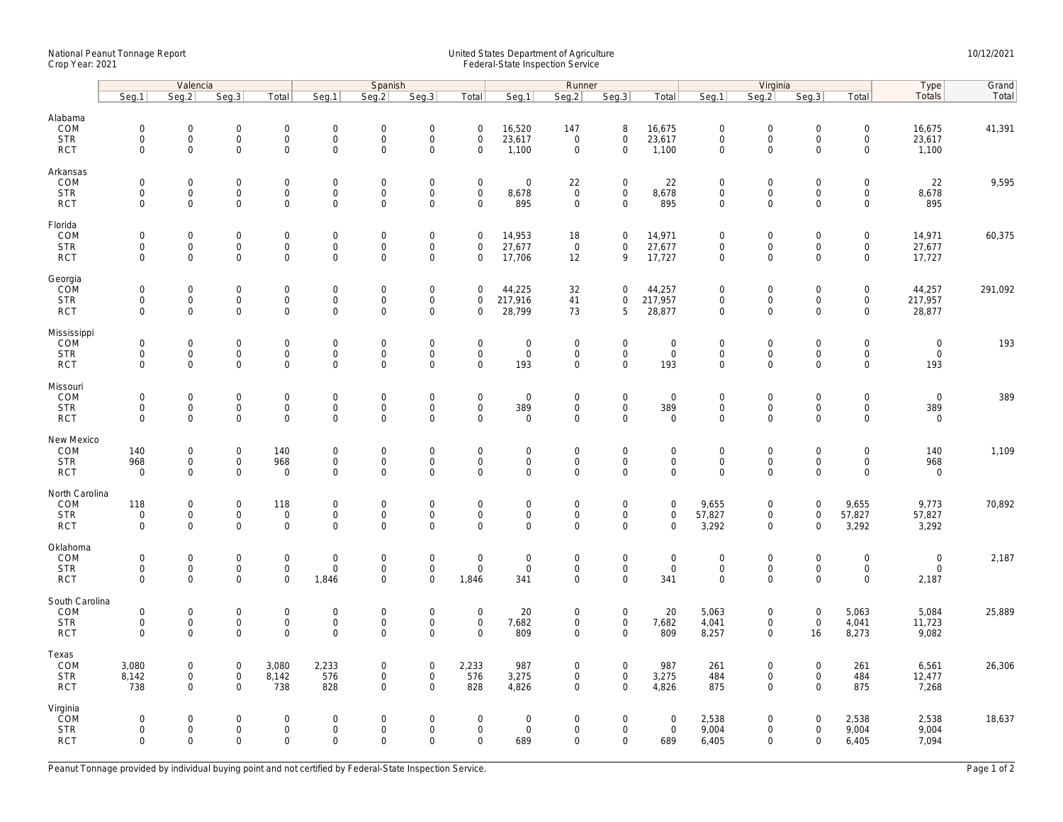National Peanut Tonnage Report
Crop Year: 2021

United States Department of Agriculture
Federal-State Inspection Service

10/12/2021

| | Valencia | | | | Spanish | | | | Runner | | | | Virginia | | | | Type | Grand |
|---|---|---|---|---|---|---|---|---|---|---|---|---|---|---|---|---|---|---|
| | Seg.1 | Seg.2 | Seg.3 | Total | Seg.1 | Seg.2 | Seg.3 | Total | Seg.1 | Seg.2 | Seg.3 | Total | Seg.1 | Seg.2 | Seg.3 | Total | Totals | Total |
| **Alabama** | | | | | | | | | | | | | | | | | | |
| COM | 0 | 0 | 0 | 0 | 0 | 0 | 0 | 0 | 16,520 | 147 | 8 | 16,675 | 0 | 0 | 0 | 0 | 16,675 | 41,391 |
| STR | 0 | 0 | 0 | 0 | 0 | 0 | 0 | 0 | 23,617 | 0 | 0 | 23,617 | 0 | 0 | 0 | 0 | 23,617 | |
| RCT | 0 | 0 | 0 | 0 | 0 | 0 | 0 | 0 | 1,100 | 0 | 0 | 1,100 | 0 | 0 | 0 | 0 | 1,100 | |
| **Arkansas** | | | | | | | | | | | | | | | | | | |
| COM | 0 | 0 | 0 | 0 | 0 | 0 | 0 | 0 | 0 | 22 | 0 | 22 | 0 | 0 | 0 | 0 | 22 | 9,595 |
| STR | 0 | 0 | 0 | 0 | 0 | 0 | 0 | 0 | 8,678 | 0 | 0 | 8,678 | 0 | 0 | 0 | 0 | 8,678 | |
| RCT | 0 | 0 | 0 | 0 | 0 | 0 | 0 | 0 | 895 | 0 | 0 | 895 | 0 | 0 | 0 | 0 | 895 | |
| **Florida** | | | | | | | | | | | | | | | | | | |
| COM | 0 | 0 | 0 | 0 | 0 | 0 | 0 | 0 | 14,953 | 18 | 0 | 14,971 | 0 | 0 | 0 | 0 | 14,971 | 60,375 |
| STR | 0 | 0 | 0 | 0 | 0 | 0 | 0 | 0 | 27,677 | 0 | 0 | 27,677 | 0 | 0 | 0 | 0 | 27,677 | |
| RCT | 0 | 0 | 0 | 0 | 0 | 0 | 0 | 0 | 17,706 | 12 | 9 | 17,727 | 0 | 0 | 0 | 0 | 17,727 | |
| **Georgia** | | | | | | | | | | | | | | | | | | |
| COM | 0 | 0 | 0 | 0 | 0 | 0 | 0 | 0 | 44,225 | 32 | 0 | 44,257 | 0 | 0 | 0 | 0 | 44,257 | 291,092 |
| STR | 0 | 0 | 0 | 0 | 0 | 0 | 0 | 0 | 217,916 | 41 | 0 | 217,957 | 0 | 0 | 0 | 0 | 217,957 | |
| RCT | 0 | 0 | 0 | 0 | 0 | 0 | 0 | 0 | 28,799 | 73 | 5 | 28,877 | 0 | 0 | 0 | 0 | 28,877 | |
| **Mississippi** | | | | | | | | | | | | | | | | | | |
| COM | 0 | 0 | 0 | 0 | 0 | 0 | 0 | 0 | 0 | 0 | 0 | 0 | 0 | 0 | 0 | 0 | 0 | 193 |
| STR | 0 | 0 | 0 | 0 | 0 | 0 | 0 | 0 | 0 | 0 | 0 | 0 | 0 | 0 | 0 | 0 | 0 | |
| RCT | 0 | 0 | 0 | 0 | 0 | 0 | 0 | 0 | 193 | 0 | 0 | 193 | 0 | 0 | 0 | 0 | 193 | |
| **Missouri** | | | | | | | | | | | | | | | | | | |
| COM | 0 | 0 | 0 | 0 | 0 | 0 | 0 | 0 | 0 | 0 | 0 | 0 | 0 | 0 | 0 | 0 | 0 | 389 |
| STR | 0 | 0 | 0 | 0 | 0 | 0 | 0 | 0 | 389 | 0 | 0 | 389 | 0 | 0 | 0 | 0 | 389 | |
| RCT | 0 | 0 | 0 | 0 | 0 | 0 | 0 | 0 | 0 | 0 | 0 | 0 | 0 | 0 | 0 | 0 | 0 | |
| **New Mexico** | | | | | | | | | | | | | | | | | | |
| COM | 140 | 0 | 0 | 140 | 0 | 0 | 0 | 0 | 0 | 0 | 0 | 0 | 0 | 0 | 0 | 0 | 140 | 1,109 |
| STR | 968 | 0 | 0 | 968 | 0 | 0 | 0 | 0 | 0 | 0 | 0 | 0 | 0 | 0 | 0 | 0 | 968 | |
| RCT | 0 | 0 | 0 | 0 | 0 | 0 | 0 | 0 | 0 | 0 | 0 | 0 | 0 | 0 | 0 | 0 | 0 | |
| **North Carolina** | | | | | | | | | | | | | | | | | | |
| COM | 118 | 0 | 0 | 118 | 0 | 0 | 0 | 0 | 0 | 0 | 0 | 0 | 9,655 | 0 | 0 | 9,655 | 9,773 | 70,892 |
| STR | 0 | 0 | 0 | 0 | 0 | 0 | 0 | 0 | 0 | 0 | 0 | 0 | 57,827 | 0 | 0 | 57,827 | 57,827 | |
| RCT | 0 | 0 | 0 | 0 | 0 | 0 | 0 | 0 | 0 | 0 | 0 | 0 | 3,292 | 0 | 0 | 3,292 | 3,292 | |
| **Oklahoma** | | | | | | | | | | | | | | | | | | |
| COM | 0 | 0 | 0 | 0 | 0 | 0 | 0 | 0 | 0 | 0 | 0 | 0 | 0 | 0 | 0 | 0 | 0 | 2,187 |
| STR | 0 | 0 | 0 | 0 | 0 | 0 | 0 | 0 | 0 | 0 | 0 | 0 | 0 | 0 | 0 | 0 | 0 | |
| RCT | 0 | 0 | 0 | 0 | 1,846 | 0 | 0 | 1,846 | 341 | 0 | 0 | 341 | 0 | 0 | 0 | 0 | 2,187 | |
| **South Carolina** | | | | | | | | | | | | | | | | | | |
| COM | 0 | 0 | 0 | 0 | 0 | 0 | 0 | 0 | 20 | 0 | 0 | 20 | 5,063 | 0 | 0 | 5,063 | 5,084 | 25,889 |
| STR | 0 | 0 | 0 | 0 | 0 | 0 | 0 | 0 | 7,682 | 0 | 0 | 7,682 | 4,041 | 0 | 0 | 4,041 | 11,723 | |
| RCT | 0 | 0 | 0 | 0 | 0 | 0 | 0 | 0 | 809 | 0 | 0 | 809 | 8,257 | 0 | 16 | 8,273 | 9,082 | |
| **Texas** | | | | | | | | | | | | | | | | | | |
| COM | 3,080 | 0 | 0 | 3,080 | 2,233 | 0 | 0 | 2,233 | 987 | 0 | 0 | 987 | 261 | 0 | 0 | 261 | 6,561 | 26,306 |
| STR | 8,142 | 0 | 0 | 8,142 | 576 | 0 | 0 | 576 | 3,275 | 0 | 0 | 3,275 | 484 | 0 | 0 | 484 | 12,477 | |
| RCT | 738 | 0 | 0 | 738 | 828 | 0 | 0 | 828 | 4,826 | 0 | 0 | 4,826 | 875 | 0 | 0 | 875 | 7,268 | |
| **Virginia** | | | | | | | | | | | | | | | | | | |
| COM | 0 | 0 | 0 | 0 | 0 | 0 | 0 | 0 | 0 | 0 | 0 | 0 | 2,538 | 0 | 0 | 2,538 | 2,538 | 18,637 |
| STR | 0 | 0 | 0 | 0 | 0 | 0 | 0 | 0 | 0 | 0 | 0 | 0 | 9,004 | 0 | 0 | 9,004 | 9,004 | |
| RCT | 0 | 0 | 0 | 0 | 0 | 0 | 0 | 0 | 689 | 0 | 0 | 689 | 6,405 | 0 | 0 | 6,405 | 7,094 | |

Peanut Tonnage provided by individual buying point and not certified by Federal-State Inspection Service.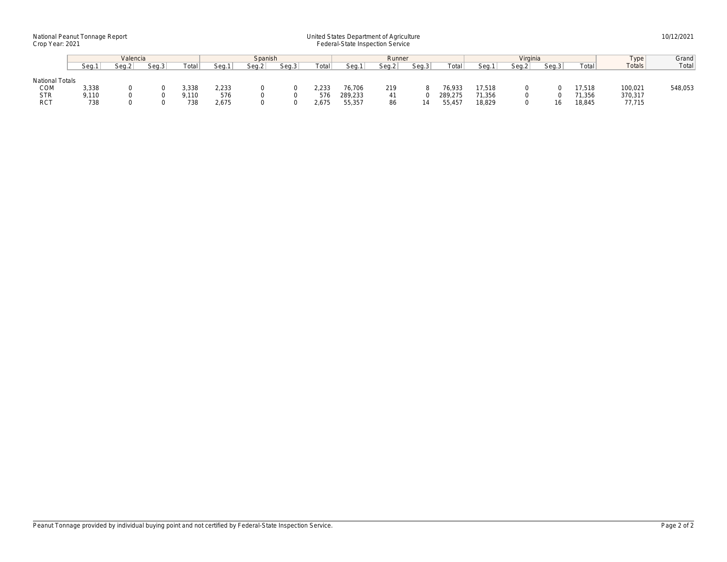National Peanut Tonnage Report
Crop Year: 2021

United States Department of Agriculture
Federal-State Inspection Service

10/12/2021

| | Valencia | | | | Spanish | | | | Runner | | | | Virginia | | | | Type | Grand |
|---|---|---|---|---|---|---|---|---|---|---|---|---|---|---|---|---|---|---|
| | Seg.1 | Seg.2 | Seg.3 | Total | Seg.1 | Seg.2 | Seg.3 | Total | Seg.1 | Seg.2 | Seg.3 | Total | Seg.1 | Seg.2 | Seg.3 | Total | Totals | Total |
| National Totals | | | | | | | | | | | | | | | | | | |
| COM | 3,338 | 0 | 0 | 3,338 | 2,233 | 0 | 0 | 2,233 | 76,706 | 219 | 8 | 76,933 | 17,518 | 0 | 0 | 17,518 | 100,021 | 548,053 |
| STR | 9,110 | 0 | 0 | 9,110 | 576 | 0 | 0 | 576 | 289,233 | 41 | 0 | 289,275 | 71,356 | 0 | 0 | 71,356 | 370,317 | |
| RCT | 738 | 0 | 0 | 738 | 2,675 | 0 | 0 | 2,675 | 55,357 | 86 | 14 | 55,457 | 18,829 | 0 | 16 | 18,845 | 77,715 | |

Peanut Tonnage provided by individual buying point and not certified by Federal-State Inspection Service.